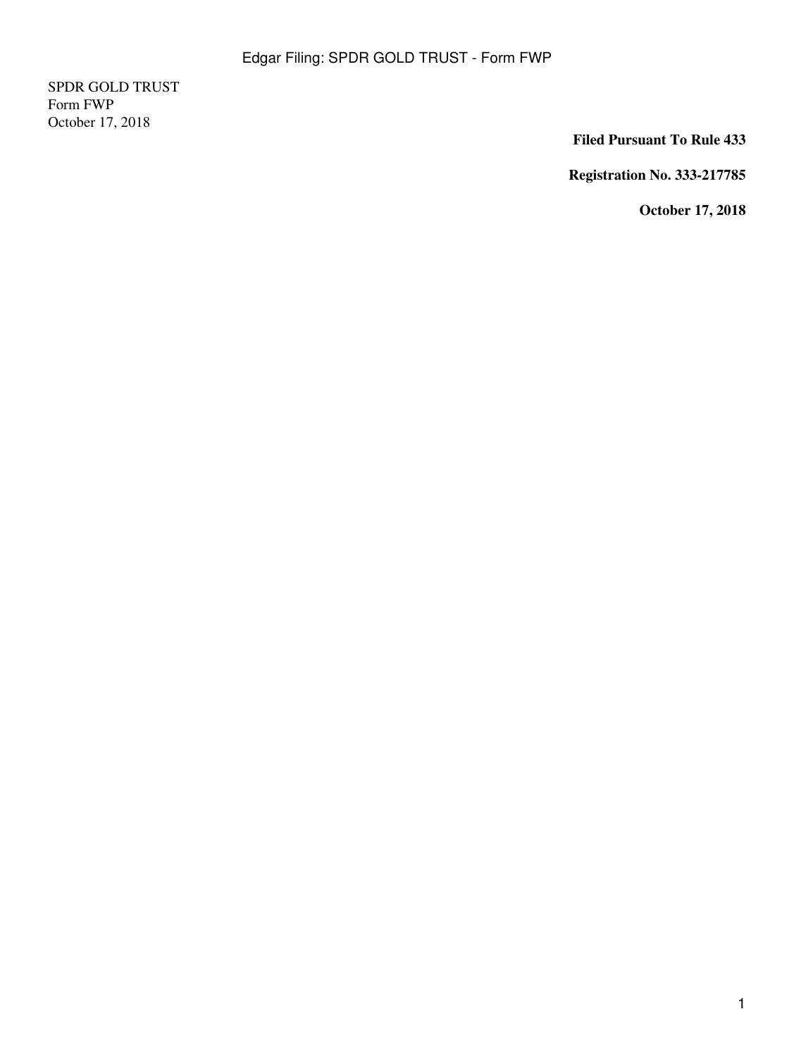SPDR GOLD TRUST
Form FWP
October 17, 2018

**Filed Pursuant To Rule 433**

**Registration No. 333-217785**

**October 17, 2018**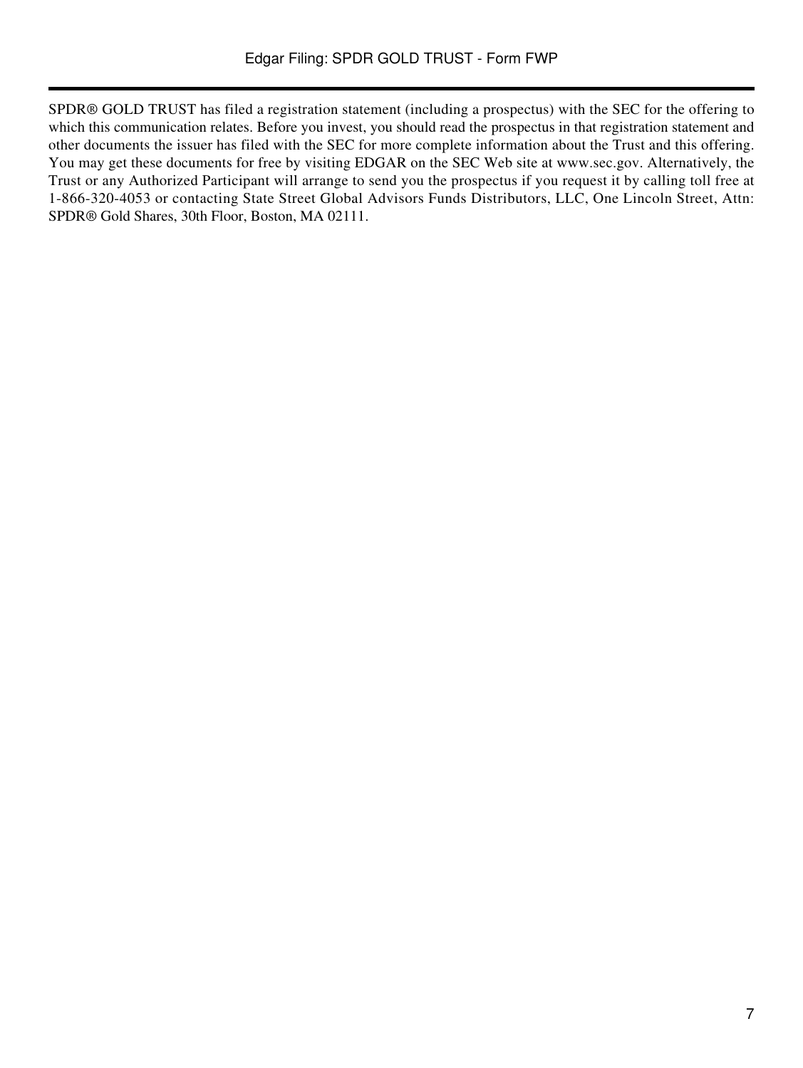SPDR® GOLD TRUST has filed a registration statement (including a prospectus) with the SEC for the offering to which this communication relates. Before you invest, you should read the prospectus in that registration statement and other documents the issuer has filed with the SEC for more complete information about the Trust and this offering. You may get these documents for free by visiting EDGAR on the SEC Web site at www.sec.gov. Alternatively, the Trust or any Authorized Participant will arrange to send you the prospectus if you request it by calling toll free at 1-866-320-4053 or contacting State Street Global Advisors Funds Distributors, LLC, One Lincoln Street, Attn: SPDR® Gold Shares, 30th Floor, Boston, MA 02111.